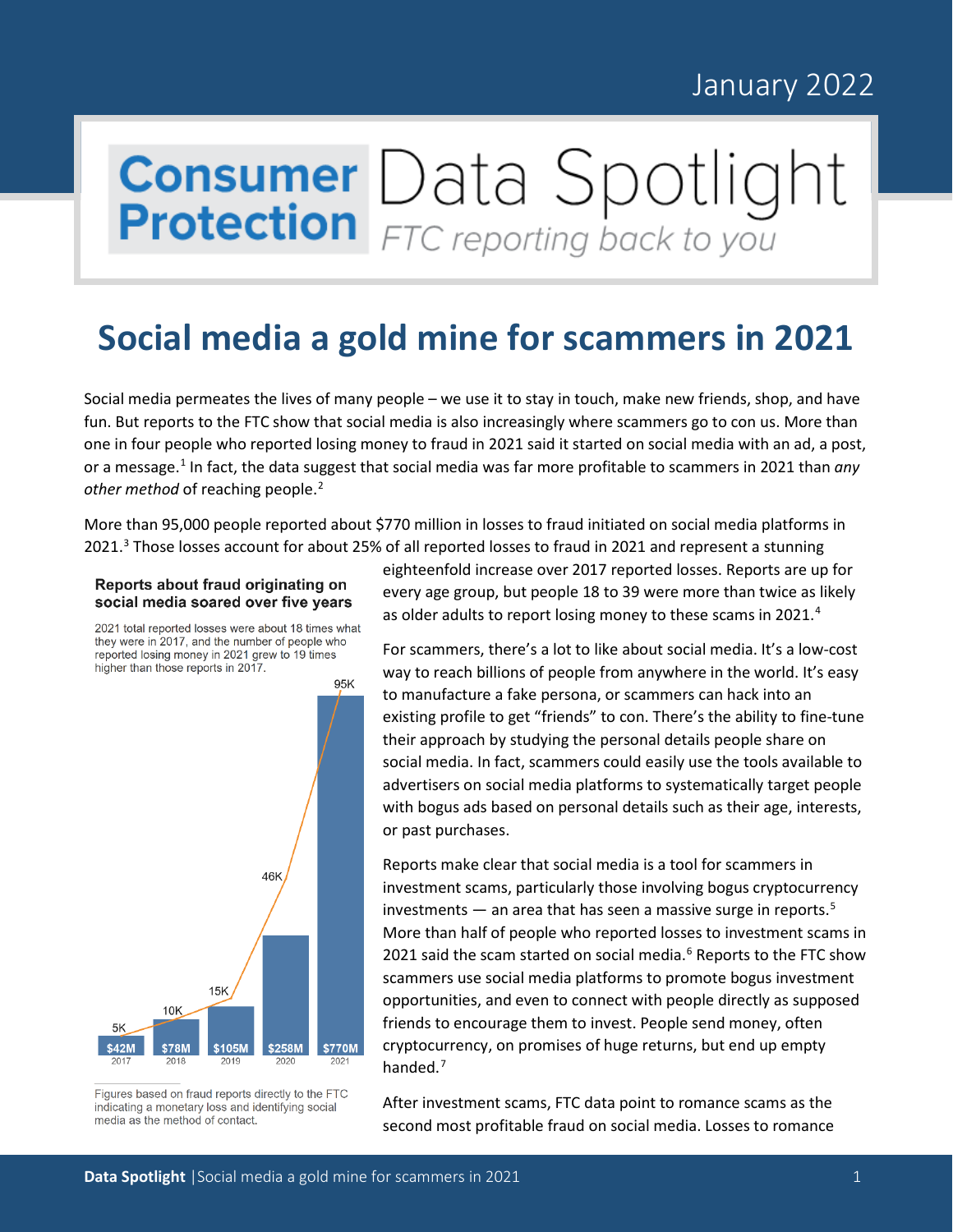January 2022

# Consumer Protection Data Spotlight

*FTC reporting back to you*

## Social media a gold mine for scammers in 2021

Social media permeates the lives of many people – we use it to stay in touch, make new friends, shop, and have fun. But reports to the FTC show that social media is also increasingly where scammers go to con us. More than one in four people who reported losing money to fraud in 2021 said it started on social media with an ad, a post, or a message.[1] In fact, the data suggest that social media was far more profitable to scammers in 2021 than *any other method* of reaching people.[2]

More than 95,000 people reported about $770 million in losses to fraud initiated on social media platforms in 2021.[3] Those losses account for about 25% of all reported losses to fraud in 2021 and represent a stunning eighteenfold increase over 2017 reported losses. Reports are up for every age group, but people 18 to 39 were more than twice as likely as older adults to report losing money to these scams in 2021.[4]

**Reports about fraud originating on social media soared over five years**

2021 total reported losses were about 18 times what they were in 2017, and the number of people who reported losing money in 2021 grew to 19 times higher than those reports in 2017.

5K
10K
15K
46K
95K
$42M
2017
$78M
2018
$105M
2019
$258M
2020
$770M
2021

Figures based on fraud reports directly to the FTC indicating a monetary loss and identifying social media as the method of contact.

For scammers, there's a lot to like about social media. It's a low-cost way to reach billions of people from anywhere in the world. It's easy to manufacture a fake persona, or scammers can hack into an existing profile to get "friends" to con. There's the ability to fine-tune their approach by studying the personal details people share on social media. In fact, scammers could easily use the tools available to advertisers on social media platforms to systematically target people with bogus ads based on personal details such as their age, interests, or past purchases.

Reports make clear that social media is a tool for scammers in investment scams, particularly those involving bogus cryptocurrency investments — an area that has seen a massive surge in reports.[5] More than half of people who reported losses to investment scams in 2021 said the scam started on social media.[6] Reports to the FTC show scammers use social media platforms to promote bogus investment opportunities, and even to connect with people directly as supposed friends to encourage them to invest. People send money, often cryptocurrency, on promises of huge returns, but end up empty handed.[7]

After investment scams, FTC data point to romance scams as the second most profitable fraud on social media. Losses to romance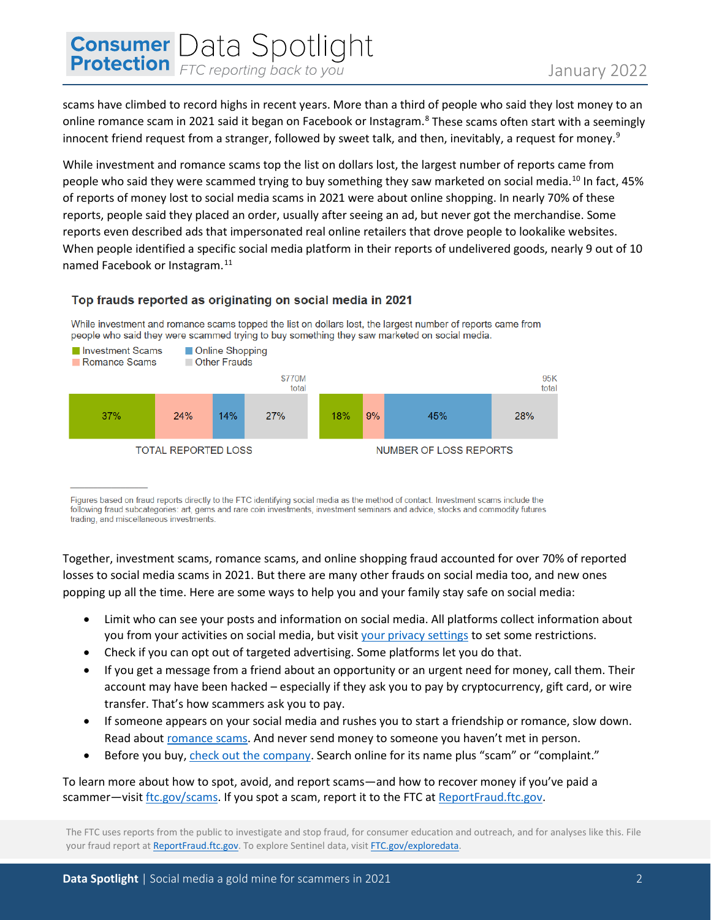scams have climbed to record highs in recent years. More than a third of people who said they lost money to an online romance scam in 2021 said it began on Facebook or Instagram.[8] These scams often start with a seemingly innocent friend request from a stranger, followed by sweet talk, and then, inevitably, a request for money.[9]

While investment and romance scams top the list on dollars lost, the largest number of reports came from people who said they were scammed trying to buy something they saw marketed on social media.[10] In fact, 45% of reports of money lost to social media scams in 2021 were about online shopping. In nearly 70% of these reports, people said they placed an order, usually after seeing an ad, but never got the merchandise. Some reports even described ads that impersonated real online retailers that drove people to lookalike websites. When people identified a specific social media platform in their reports of undelivered goods, nearly 9 out of 10 named Facebook or Instagram.[11]

### Top frauds reported as originating on social media in 2021

While investment and romance scams topped the list on dollars lost, the largest number of reports came from people who said they were scammed trying to buy something they saw marketed on social media.

Investment Scams
Online Shopping
Romance Scams
Other Frauds

$770M total
37%
24%
14%
27%
TOTAL REPORTED LOSS

95K total
18%
9%
45%
28%
NUMBER OF LOSS REPORTS

Figures based on fraud reports directly to the FTC identifying social media as the method of contact. Investment scams include the following fraud subcategories: art, gems and rare coin investments, investment seminars and advice, stocks and commodity futures trading, and miscellaneous investments.

Together, investment scams, romance scams, and online shopping fraud accounted for over 70% of reported losses to social media scams in 2021. But there are many other frauds on social media too, and new ones popping up all the time. Here are some ways to help you and your family stay safe on social media:

- Limit who can see your posts and information on social media. All platforms collect information about you from your activities on social media, but visit your privacy settings to set some restrictions.
- Check if you can opt out of targeted advertising. Some platforms let you do that.
- If you get a message from a friend about an opportunity or an urgent need for money, call them. Their account may have been hacked – especially if they ask you to pay by cryptocurrency, gift card, or wire transfer. That's how scammers ask you to pay.
- If someone appears on your social media and rushes you to start a friendship or romance, slow down. Read about romance scams. And never send money to someone you haven't met in person.
- Before you buy, check out the company. Search online for its name plus "scam" or "complaint."

To learn more about how to spot, avoid, and report scams—and how to recover money if you've paid a scammer—visit ftc.gov/scams. If you spot a scam, report it to the FTC at ReportFraud.ftc.gov.

The FTC uses reports from the public to investigate and stop fraud, for consumer education and outreach, and for analyses like this. File your fraud report at ReportFraud.ftc.gov. To explore Sentinel data, visit FTC.gov/exploredata.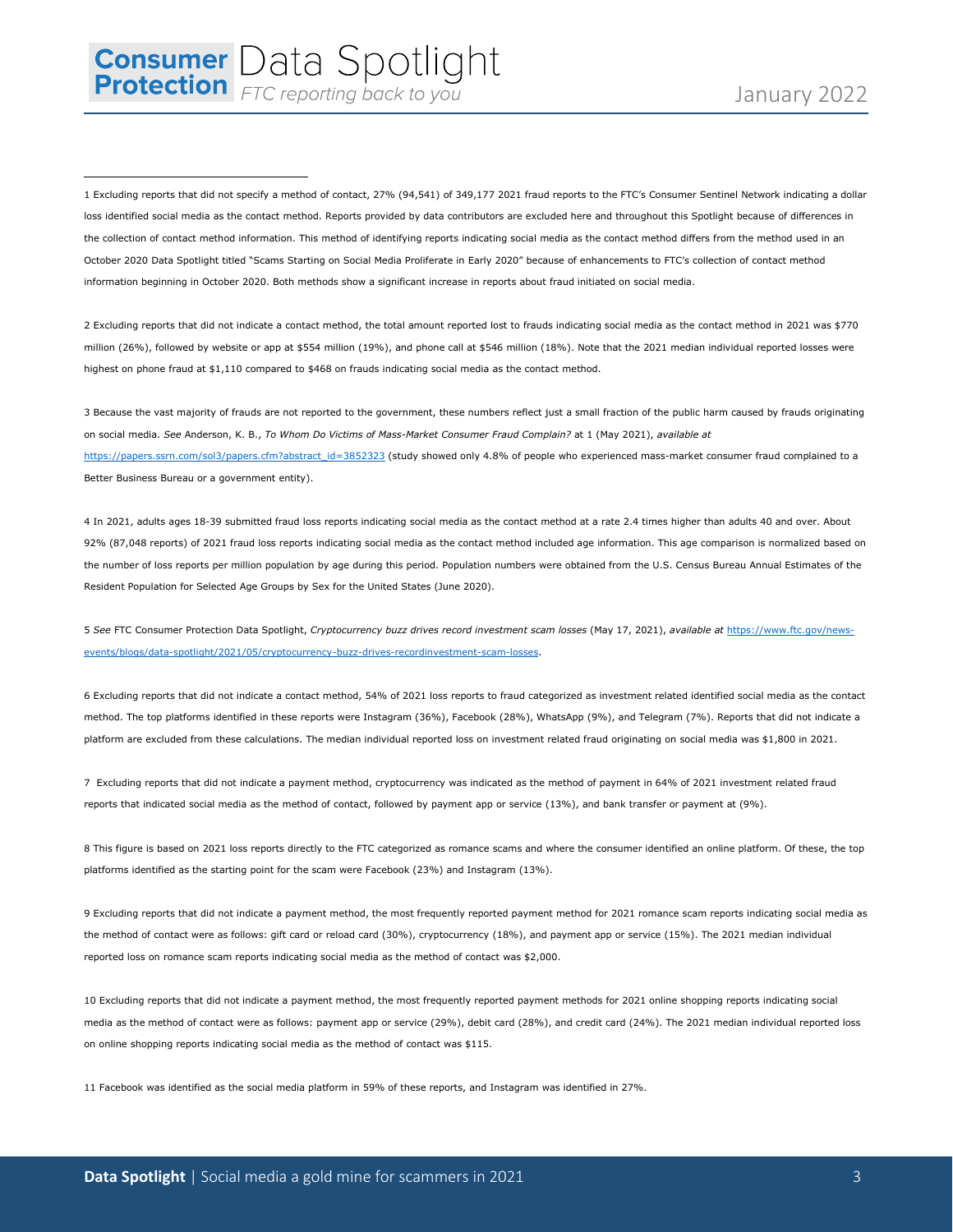1 Excluding reports that did not specify a method of contact, 27% (94,541) of 349,177 2021 fraud reports to the FTC's Consumer Sentinel Network indicating a dollar loss identified social media as the contact method. Reports provided by data contributors are excluded here and throughout this Spotlight because of differences in the collection of contact method information. This method of identifying reports indicating social media as the contact method differs from the method used in an October 2020 Data Spotlight titled "Scams Starting on Social Media Proliferate in Early 2020" because of enhancements to FTC's collection of contact method information beginning in October 2020. Both methods show a significant increase in reports about fraud initiated on social media.

2 Excluding reports that did not indicate a contact method, the total amount reported lost to frauds indicating social media as the contact method in 2021 was $770 million (26%), followed by website or app at $554 million (19%), and phone call at $546 million (18%). Note that the 2021 median individual reported losses were highest on phone fraud at $1,110 compared to $468 on frauds indicating social media as the contact method.

3 Because the vast majority of frauds are not reported to the government, these numbers reflect just a small fraction of the public harm caused by frauds originating on social media. *See* Anderson, K. B., *To Whom Do Victims of Mass-Market Consumer Fraud Complain?* at 1 (May 2021), *available at* https://papers.ssrn.com/sol3/papers.cfm?abstract_id=3852323 (study showed only 4.8% of people who experienced mass-market consumer fraud complained to a Better Business Bureau or a government entity).

4 In 2021, adults ages 18-39 submitted fraud loss reports indicating social media as the contact method at a rate 2.4 times higher than adults 40 and over. About 92% (87,048 reports) of 2021 fraud loss reports indicating social media as the contact method included age information. This age comparison is normalized based on the number of loss reports per million population by age during this period. Population numbers were obtained from the U.S. Census Bureau Annual Estimates of the Resident Population for Selected Age Groups by Sex for the United States (June 2020).

5 *See* FTC Consumer Protection Data Spotlight, *Cryptocurrency buzz drives record investment scam losses* (May 17, 2021), *available at* https://www.ftc.gov/news-events/blogs/data-spotlight/2021/05/cryptocurrency-buzz-drives-recordinvestment-scam-losses.

6 Excluding reports that did not indicate a contact method, 54% of 2021 loss reports to fraud categorized as investment related identified social media as the contact method. The top platforms identified in these reports were Instagram (36%), Facebook (28%), WhatsApp (9%), and Telegram (7%). Reports that did not indicate a platform are excluded from these calculations. The median individual reported loss on investment related fraud originating on social media was $1,800 in 2021.

7 Excluding reports that did not indicate a payment method, cryptocurrency was indicated as the method of payment in 64% of 2021 investment related fraud reports that indicated social media as the method of contact, followed by payment app or service (13%), and bank transfer or payment at (9%).

8 This figure is based on 2021 loss reports directly to the FTC categorized as romance scams and where the consumer identified an online platform. Of these, the top platforms identified as the starting point for the scam were Facebook (23%) and Instagram (13%).

9 Excluding reports that did not indicate a payment method, the most frequently reported payment method for 2021 romance scam reports indicating social media as the method of contact were as follows: gift card or reload card (30%), cryptocurrency (18%), and payment app or service (15%). The 2021 median individual reported loss on romance scam reports indicating social media as the method of contact was $2,000.

10 Excluding reports that did not indicate a payment method, the most frequently reported payment methods for 2021 online shopping reports indicating social media as the method of contact were as follows: payment app or service (29%), debit card (28%), and credit card (24%). The 2021 median individual reported loss on online shopping reports indicating social media as the method of contact was $115.

11 Facebook was identified as the social media platform in 59% of these reports, and Instagram was identified in 27%.